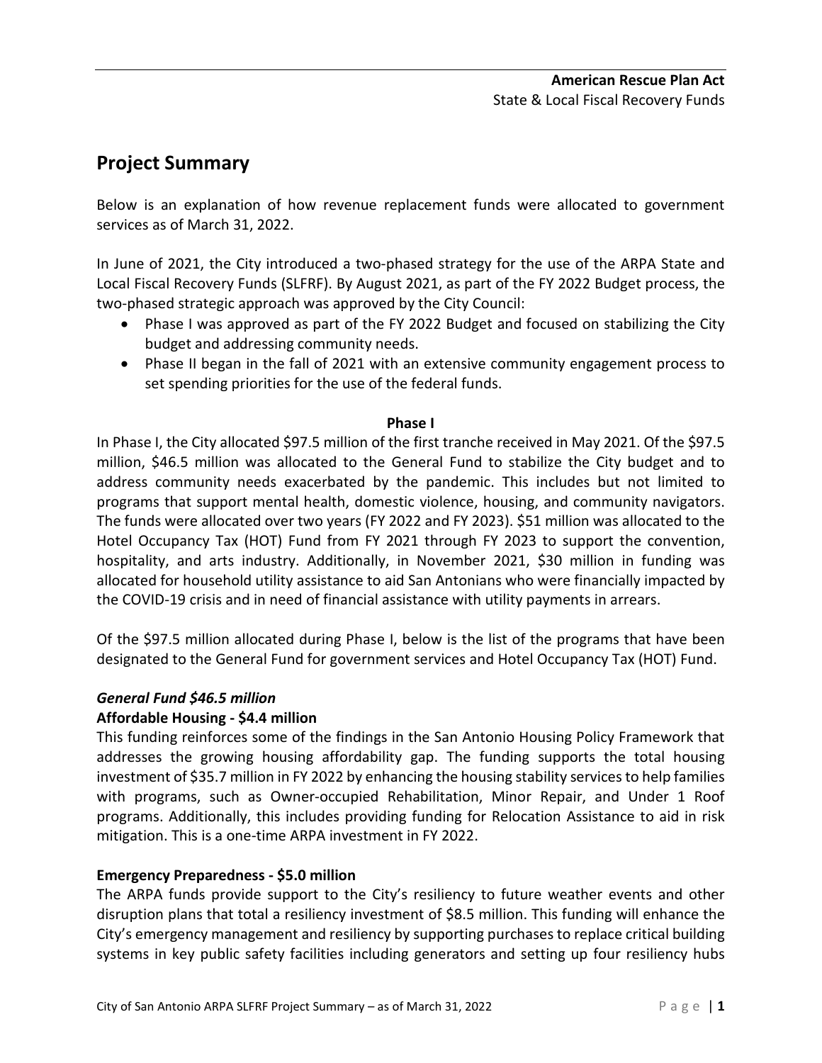**American Rescue Plan Act**
State & Local Fiscal Recovery Funds

# Project Summary

Below is an explanation of how revenue replacement funds were allocated to government services as of March 31, 2022.

In June of 2021, the City introduced a two-phased strategy for the use of the ARPA State and Local Fiscal Recovery Funds (SLFRF). By August 2021, as part of the FY 2022 Budget process, the two-phased strategic approach was approved by the City Council:

- Phase I was approved as part of the FY 2022 Budget and focused on stabilizing the City budget and addressing community needs.
- Phase II began in the fall of 2021 with an extensive community engagement process to set spending priorities for the use of the federal funds.

**Phase I**

In Phase I, the City allocated $97.5 million of the first tranche received in May 2021. Of the $97.5 million, $46.5 million was allocated to the General Fund to stabilize the City budget and to address community needs exacerbated by the pandemic. This includes but not limited to programs that support mental health, domestic violence, housing, and community navigators. The funds were allocated over two years (FY 2022 and FY 2023). $51 million was allocated to the Hotel Occupancy Tax (HOT) Fund from FY 2021 through FY 2023 to support the convention, hospitality, and arts industry. Additionally, in November 2021, $30 million in funding was allocated for household utility assistance to aid San Antonians who were financially impacted by the COVID-19 crisis and in need of financial assistance with utility payments in arrears.

Of the $97.5 million allocated during Phase I, below is the list of the programs that have been designated to the General Fund for government services and Hotel Occupancy Tax (HOT) Fund.

***General Fund $46.5 million***

**Affordable Housing - $4.4 million**

This funding reinforces some of the findings in the San Antonio Housing Policy Framework that addresses the growing housing affordability gap. The funding supports the total housing investment of $35.7 million in FY 2022 by enhancing the housing stability services to help families with programs, such as Owner-occupied Rehabilitation, Minor Repair, and Under 1 Roof programs. Additionally, this includes providing funding for Relocation Assistance to aid in risk mitigation. This is a one-time ARPA investment in FY 2022.

**Emergency Preparedness - $5.0 million**

The ARPA funds provide support to the City's resiliency to future weather events and other disruption plans that total a resiliency investment of $8.5 million. This funding will enhance the City's emergency management and resiliency by supporting purchases to replace critical building systems in key public safety facilities including generators and setting up four resiliency hubs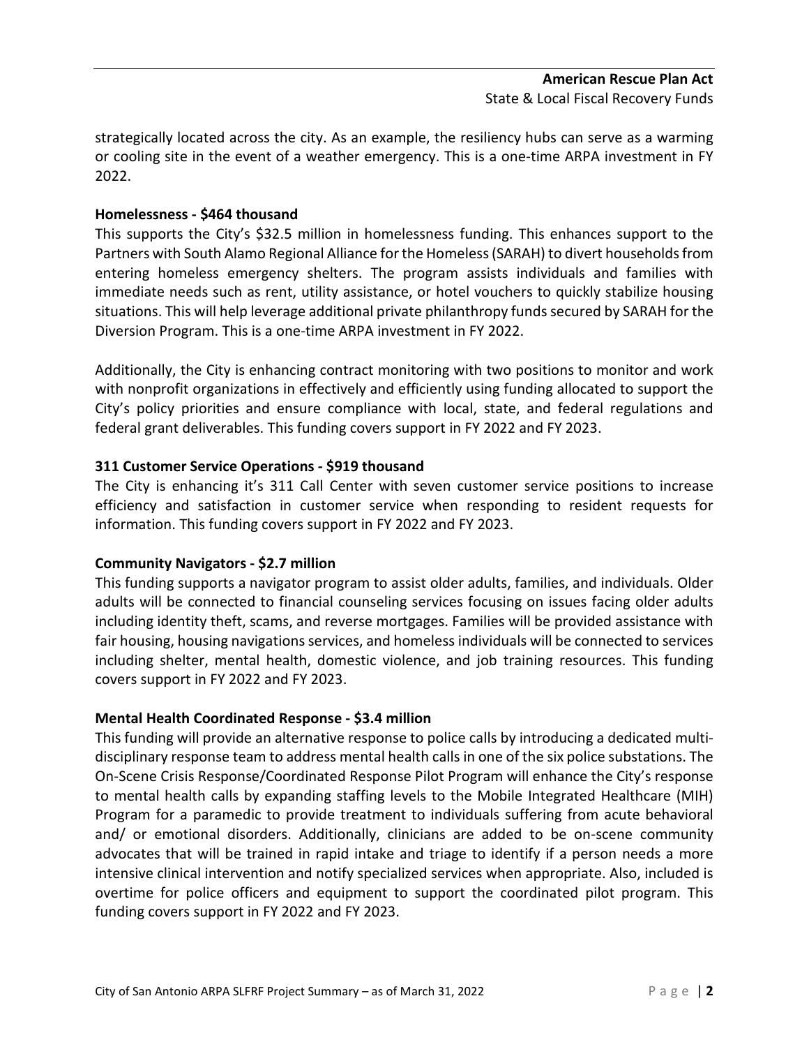strategically located across the city. As an example, the resiliency hubs can serve as a warming or cooling site in the event of a weather emergency. This is a one-time ARPA investment in FY 2022.

**Homelessness - $464 thousand**

This supports the City's $32.5 million in homelessness funding. This enhances support to the Partners with South Alamo Regional Alliance for the Homeless (SARAH) to divert households from entering homeless emergency shelters. The program assists individuals and families with immediate needs such as rent, utility assistance, or hotel vouchers to quickly stabilize housing situations. This will help leverage additional private philanthropy funds secured by SARAH for the Diversion Program. This is a one-time ARPA investment in FY 2022.

Additionally, the City is enhancing contract monitoring with two positions to monitor and work with nonprofit organizations in effectively and efficiently using funding allocated to support the City's policy priorities and ensure compliance with local, state, and federal regulations and federal grant deliverables. This funding covers support in FY 2022 and FY 2023.

**311 Customer Service Operations - $919 thousand**

The City is enhancing it's 311 Call Center with seven customer service positions to increase efficiency and satisfaction in customer service when responding to resident requests for information. This funding covers support in FY 2022 and FY 2023.

**Community Navigators - $2.7 million**

This funding supports a navigator program to assist older adults, families, and individuals. Older adults will be connected to financial counseling services focusing on issues facing older adults including identity theft, scams, and reverse mortgages. Families will be provided assistance with fair housing, housing navigations services, and homeless individuals will be connected to services including shelter, mental health, domestic violence, and job training resources. This funding covers support in FY 2022 and FY 2023.

**Mental Health Coordinated Response - $3.4 million**

This funding will provide an alternative response to police calls by introducing a dedicated multi-disciplinary response team to address mental health calls in one of the six police substations. The On-Scene Crisis Response/Coordinated Response Pilot Program will enhance the City's response to mental health calls by expanding staffing levels to the Mobile Integrated Healthcare (MIH) Program for a paramedic to provide treatment to individuals suffering from acute behavioral and/ or emotional disorders. Additionally, clinicians are added to be on-scene community advocates that will be trained in rapid intake and triage to identify if a person needs a more intensive clinical intervention and notify specialized services when appropriate. Also, included is overtime for police officers and equipment to support the coordinated pilot program. This funding covers support in FY 2022 and FY 2023.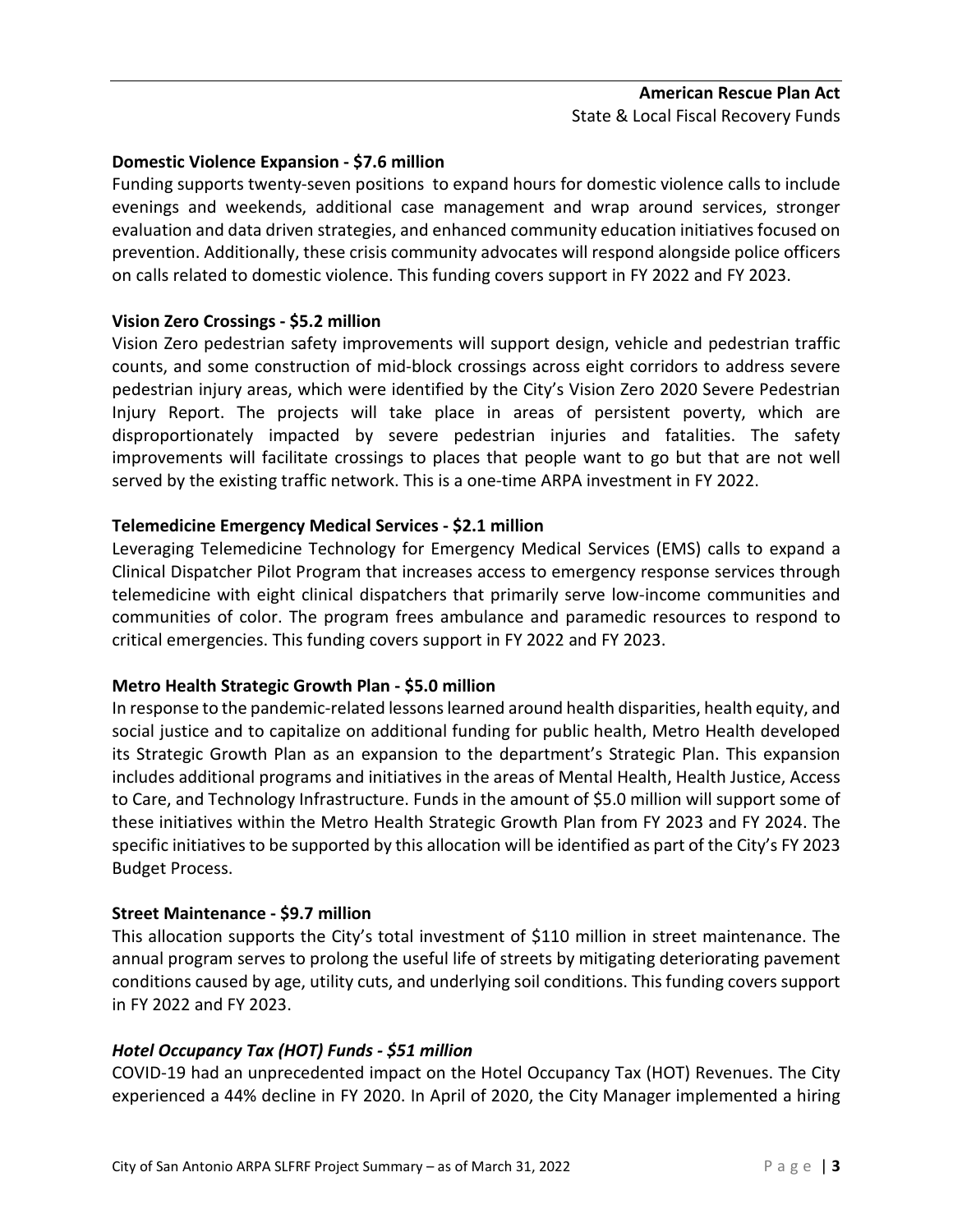**Domestic Violence Expansion - $7.6 million**

Funding supports twenty-seven positions to expand hours for domestic violence calls to include evenings and weekends, additional case management and wrap around services, stronger evaluation and data driven strategies, and enhanced community education initiatives focused on prevention. Additionally, these crisis community advocates will respond alongside police officers on calls related to domestic violence. This funding covers support in FY 2022 and FY 2023.

**Vision Zero Crossings - $5.2 million**

Vision Zero pedestrian safety improvements will support design, vehicle and pedestrian traffic counts, and some construction of mid-block crossings across eight corridors to address severe pedestrian injury areas, which were identified by the City's Vision Zero 2020 Severe Pedestrian Injury Report. The projects will take place in areas of persistent poverty, which are disproportionately impacted by severe pedestrian injuries and fatalities. The safety improvements will facilitate crossings to places that people want to go but that are not well served by the existing traffic network. This is a one-time ARPA investment in FY 2022.

**Telemedicine Emergency Medical Services - $2.1 million**

Leveraging Telemedicine Technology for Emergency Medical Services (EMS) calls to expand a Clinical Dispatcher Pilot Program that increases access to emergency response services through telemedicine with eight clinical dispatchers that primarily serve low-income communities and communities of color. The program frees ambulance and paramedic resources to respond to critical emergencies. This funding covers support in FY 2022 and FY 2023.

**Metro Health Strategic Growth Plan - $5.0 million**

In response to the pandemic-related lessons learned around health disparities, health equity, and social justice and to capitalize on additional funding for public health, Metro Health developed its Strategic Growth Plan as an expansion to the department's Strategic Plan. This expansion includes additional programs and initiatives in the areas of Mental Health, Health Justice, Access to Care, and Technology Infrastructure. Funds in the amount of $5.0 million will support some of these initiatives within the Metro Health Strategic Growth Plan from FY 2023 and FY 2024. The specific initiatives to be supported by this allocation will be identified as part of the City's FY 2023 Budget Process.

**Street Maintenance - $9.7 million**

This allocation supports the City's total investment of $110 million in street maintenance. The annual program serves to prolong the useful life of streets by mitigating deteriorating pavement conditions caused by age, utility cuts, and underlying soil conditions. This funding covers support in FY 2022 and FY 2023.

***Hotel Occupancy Tax (HOT) Funds - $51 million***

COVID-19 had an unprecedented impact on the Hotel Occupancy Tax (HOT) Revenues. The City experienced a 44% decline in FY 2020. In April of 2020, the City Manager implemented a hiring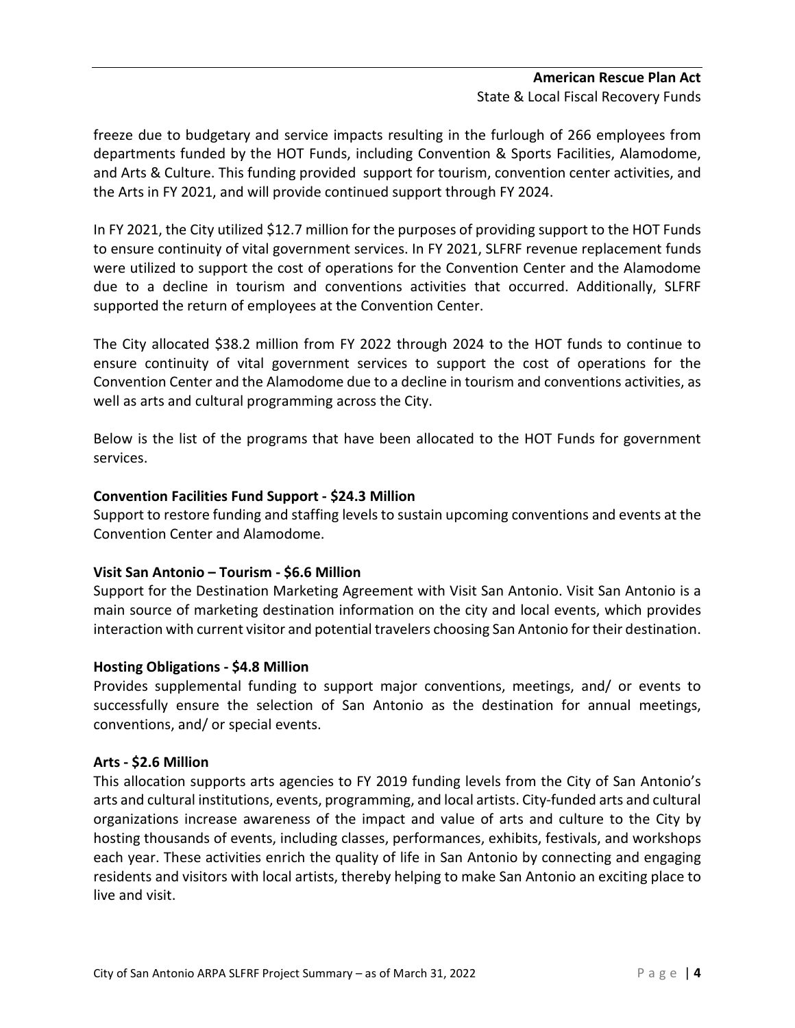freeze due to budgetary and service impacts resulting in the furlough of 266 employees from departments funded by the HOT Funds, including Convention & Sports Facilities, Alamodome, and Arts & Culture. This funding provided support for tourism, convention center activities, and the Arts in FY 2021, and will provide continued support through FY 2024.

In FY 2021, the City utilized $12.7 million for the purposes of providing support to the HOT Funds to ensure continuity of vital government services. In FY 2021, SLFRF revenue replacement funds were utilized to support the cost of operations for the Convention Center and the Alamodome due to a decline in tourism and conventions activities that occurred. Additionally, SLFRF supported the return of employees at the Convention Center.

The City allocated $38.2 million from FY 2022 through 2024 to the HOT funds to continue to ensure continuity of vital government services to support the cost of operations for the Convention Center and the Alamodome due to a decline in tourism and conventions activities, as well as arts and cultural programming across the City.

Below is the list of the programs that have been allocated to the HOT Funds for government services.

**Convention Facilities Fund Support - $24.3 Million**

Support to restore funding and staffing levels to sustain upcoming conventions and events at the Convention Center and Alamodome.

**Visit San Antonio – Tourism - $6.6 Million**

Support for the Destination Marketing Agreement with Visit San Antonio. Visit San Antonio is a main source of marketing destination information on the city and local events, which provides interaction with current visitor and potential travelers choosing San Antonio for their destination.

**Hosting Obligations - $4.8 Million**

Provides supplemental funding to support major conventions, meetings, and/ or events to successfully ensure the selection of San Antonio as the destination for annual meetings, conventions, and/ or special events.

**Arts - $2.6 Million**

This allocation supports arts agencies to FY 2019 funding levels from the City of San Antonio's arts and cultural institutions, events, programming, and local artists. City-funded arts and cultural organizations increase awareness of the impact and value of arts and culture to the City by hosting thousands of events, including classes, performances, exhibits, festivals, and workshops each year. These activities enrich the quality of life in San Antonio by connecting and engaging residents and visitors with local artists, thereby helping to make San Antonio an exciting place to live and visit.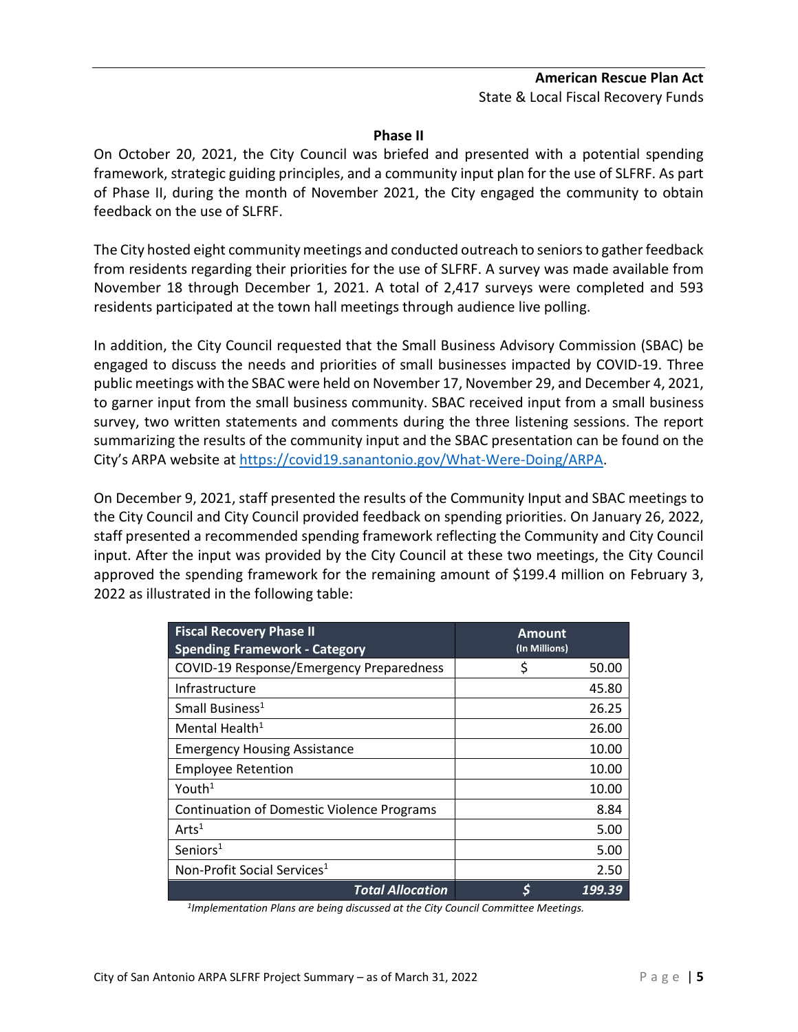## Phase II

On October 20, 2021, the City Council was briefed and presented with a potential spending framework, strategic guiding principles, and a community input plan for the use of SLFRF. As part of Phase II, during the month of November 2021, the City engaged the community to obtain feedback on the use of SLFRF.

The City hosted eight community meetings and conducted outreach to seniors to gather feedback from residents regarding their priorities for the use of SLFRF. A survey was made available from November 18 through December 1, 2021. A total of 2,417 surveys were completed and 593 residents participated at the town hall meetings through audience live polling.

In addition, the City Council requested that the Small Business Advisory Commission (SBAC) be engaged to discuss the needs and priorities of small businesses impacted by COVID-19. Three public meetings with the SBAC were held on November 17, November 29, and December 4, 2021, to garner input from the small business community. SBAC received input from a small business survey, two written statements and comments during the three listening sessions. The report summarizing the results of the community input and the SBAC presentation can be found on the City's ARPA website at https://covid19.sanantonio.gov/What-Were-Doing/ARPA.

On December 9, 2021, staff presented the results of the Community Input and SBAC meetings to the City Council and City Council provided feedback on spending priorities. On January 26, 2022, staff presented a recommended spending framework reflecting the Community and City Council input. After the input was provided by the City Council at these two meetings, the City Council approved the spending framework for the remaining amount of $199.4 million on February 3, 2022 as illustrated in the following table:

| Fiscal Recovery Phase II Spending Framework - Category | Amount (In Millions) |
|---|---|
| COVID-19 Response/Emergency Preparedness | $ 50.00 |
| Infrastructure | 45.80 |
| Small Business[1] | 26.25 |
| Mental Health[1] | 26.00 |
| Emergency Housing Assistance | 10.00 |
| Employee Retention | 10.00 |
| Youth[1] | 10.00 |
| Continuation of Domestic Violence Programs | 8.84 |
| Arts[1] | 5.00 |
| Seniors[1] | 5.00 |
| Non-Profit Social Services[1] | 2.50 |
| ***Total Allocation*** | ***$ 199.39*** |

*[1]Implementation Plans are being discussed at the City Council Committee Meetings.*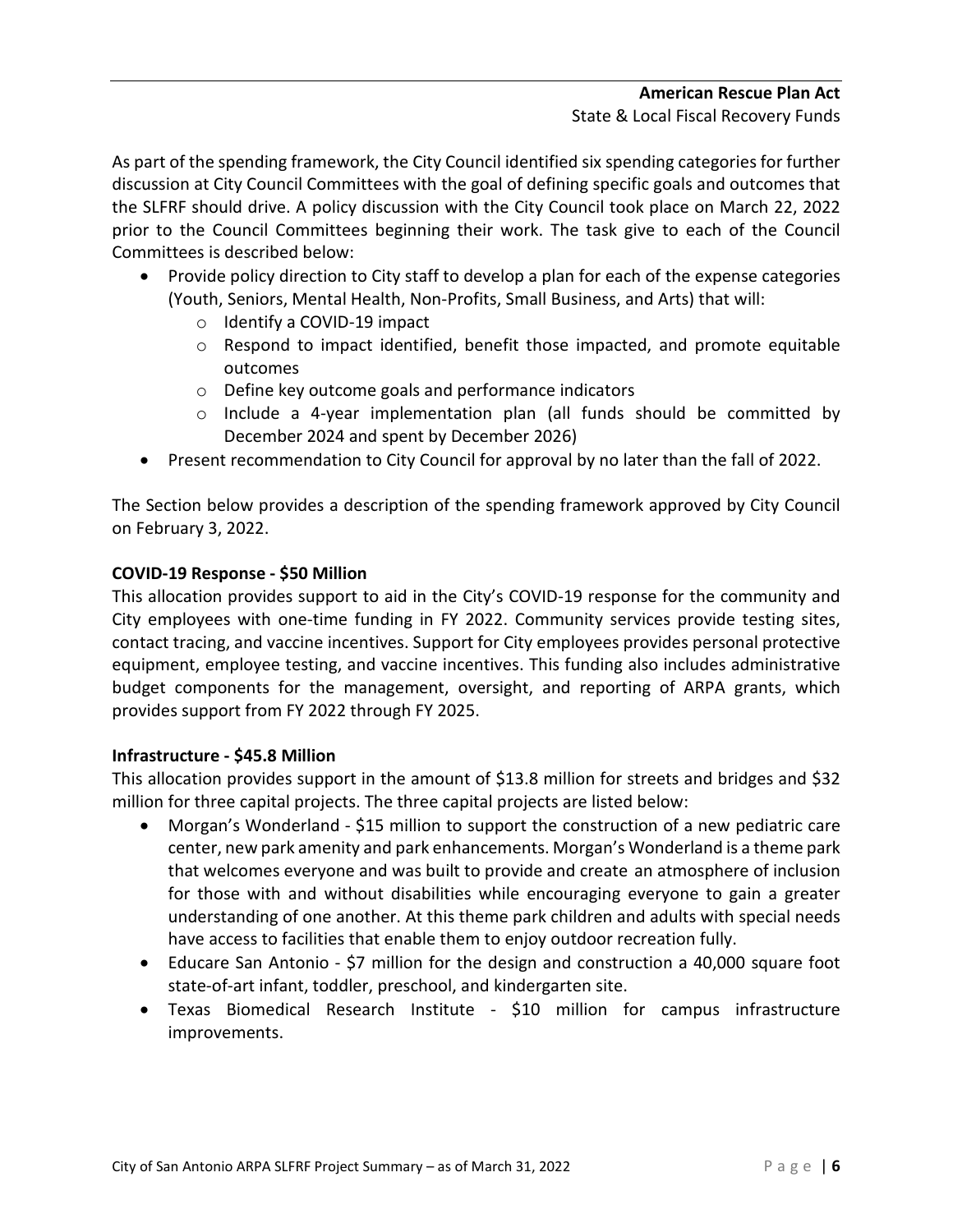As part of the spending framework, the City Council identified six spending categories for further discussion at City Council Committees with the goal of defining specific goals and outcomes that the SLFRF should drive. A policy discussion with the City Council took place on March 22, 2022 prior to the Council Committees beginning their work. The task give to each of the Council Committees is described below:

- Provide policy direction to City staff to develop a plan for each of the expense categories (Youth, Seniors, Mental Health, Non-Profits, Small Business, and Arts) that will:
  - Identify a COVID-19 impact
  - Respond to impact identified, benefit those impacted, and promote equitable outcomes
  - Define key outcome goals and performance indicators
  - Include a 4-year implementation plan (all funds should be committed by December 2024 and spent by December 2026)
- Present recommendation to City Council for approval by no later than the fall of 2022.

The Section below provides a description of the spending framework approved by City Council on February 3, 2022.

**COVID-19 Response - $50 Million**

This allocation provides support to aid in the City's COVID-19 response for the community and City employees with one-time funding in FY 2022. Community services provide testing sites, contact tracing, and vaccine incentives. Support for City employees provides personal protective equipment, employee testing, and vaccine incentives. This funding also includes administrative budget components for the management, oversight, and reporting of ARPA grants, which provides support from FY 2022 through FY 2025.

**Infrastructure - $45.8 Million**

This allocation provides support in the amount of $13.8 million for streets and bridges and $32 million for three capital projects. The three capital projects are listed below:

- Morgan's Wonderland - $15 million to support the construction of a new pediatric care center, new park amenity and park enhancements. Morgan's Wonderland is a theme park that welcomes everyone and was built to provide and create an atmosphere of inclusion for those with and without disabilities while encouraging everyone to gain a greater understanding of one another. At this theme park children and adults with special needs have access to facilities that enable them to enjoy outdoor recreation fully.
- Educare San Antonio - $7 million for the design and construction a 40,000 square foot state-of-art infant, toddler, preschool, and kindergarten site.
- Texas Biomedical Research Institute - $10 million for campus infrastructure improvements.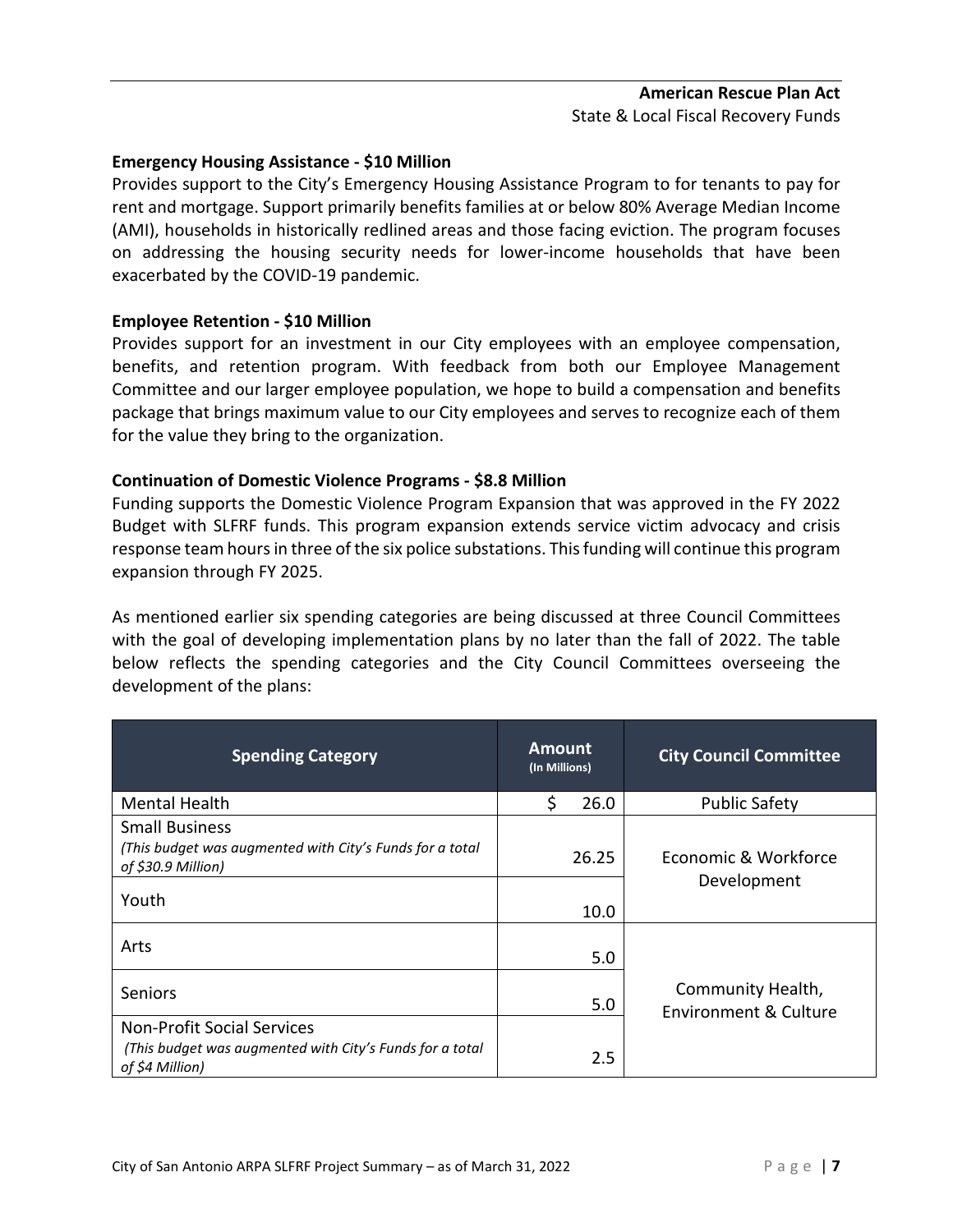### Emergency Housing Assistance - $10 Million

Provides support to the City's Emergency Housing Assistance Program to for tenants to pay for rent and mortgage. Support primarily benefits families at or below 80% Average Median Income (AMI), households in historically redlined areas and those facing eviction. The program focuses on addressing the housing security needs for lower-income households that have been exacerbated by the COVID-19 pandemic.

### Employee Retention - $10 Million

Provides support for an investment in our City employees with an employee compensation, benefits, and retention program. With feedback from both our Employee Management Committee and our larger employee population, we hope to build a compensation and benefits package that brings maximum value to our City employees and serves to recognize each of them for the value they bring to the organization.

### Continuation of Domestic Violence Programs - $8.8 Million

Funding supports the Domestic Violence Program Expansion that was approved in the FY 2022 Budget with SLFRF funds. This program expansion extends service victim advocacy and crisis response team hours in three of the six police substations. This funding will continue this program expansion through FY 2025.

As mentioned earlier six spending categories are being discussed at three Council Committees with the goal of developing implementation plans by no later than the fall of 2022. The table below reflects the spending categories and the City Council Committees overseeing the development of the plans:

| Spending Category | Amount (In Millions) | City Council Committee |
|---|---|---|
| Mental Health | $ 26.0 | Public Safety |
| Small Business<br>*(This budget was augmented with City's Funds for a total of $30.9 Million)* | 26.25 | Economic & Workforce Development |
| Youth | 10.0 | |
| Arts | 5.0 | Community Health, Environment & Culture |
| Seniors | 5.0 | |
| Non-Profit Social Services<br>*(This budget was augmented with City's Funds for a total of $4 Million)* | 2.5 | |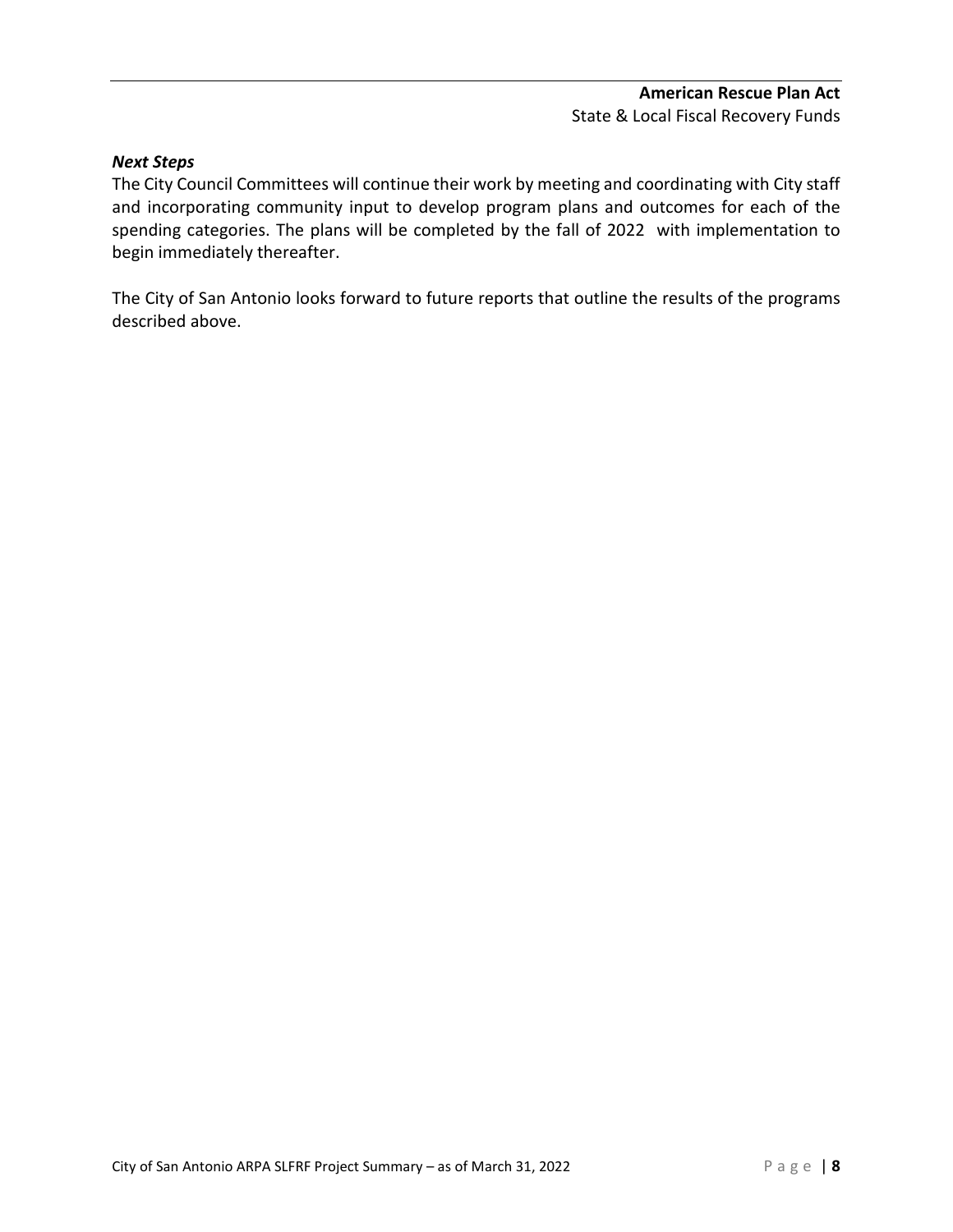### *Next Steps*

The City Council Committees will continue their work by meeting and coordinating with City staff and incorporating community input to develop program plans and outcomes for each of the spending categories. The plans will be completed by the fall of 2022 with implementation to begin immediately thereafter.

The City of San Antonio looks forward to future reports that outline the results of the programs described above.